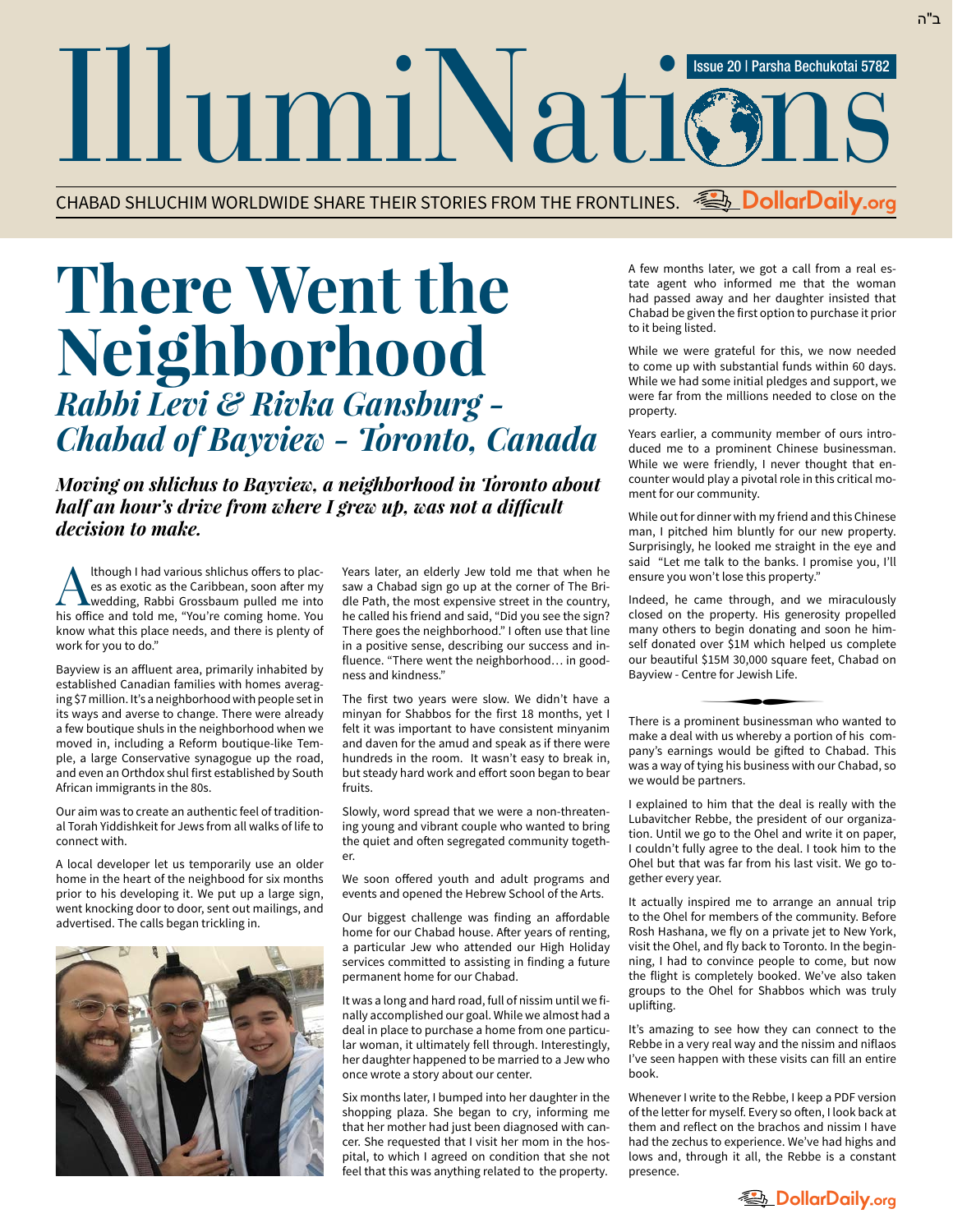ב"ה

# IllumiNations

Issue 20 | Parsha Bechukotai 5782

CHABAD SHLUCHIM WORLDWIDE SHARE THEIR STORIES FROM THE FRONTLINES. DollarDaily.org

# There Went the Neighborhood

## *Rabbi Levi & Rivka Gansburg - Chabad of Bayview - Toronto, Canada*

***Moving on shlichus to Bayview, a neighborhood in Toronto about half an hour's drive from where I grew up, was not a difficult decision to make.***

Although I had various shlichus offers to places as exotic as the Caribbean, soon after my wedding, Rabbi Grossbaum pulled me into his office and told me, "You're coming home. You know what this place needs, and there is plenty of work for you to do."

Bayview is an affluent area, primarily inhabited by established Canadian families with homes averaging $7 million. It's a neighborhood with people set in its ways and averse to change. There were already a few boutique shuls in the neighborhood when we moved in, including a Reform boutique-like Temple, a large Conservative synagogue up the road, and even an Orthdox shul first established by South African immigrants in the 80s.

Our aim was to create an authentic feel of traditional Torah Yiddishkeit for Jews from all walks of life to connect with.

A local developer let us temporarily use an older home in the heart of the neighborhood for six months prior to his developing it. We put up a large sign, went knocking door to door, sent out mailings, and advertised. The calls began trickling in.

Years later, an elderly Jew told me that when he saw a Chabad sign go up at the corner of The Bridle Path, the most expensive street in the country, he called his friend and said, "Did you see the sign? There goes the neighborhood." I often use that line in a positive sense, describing our success and influence. "There went the neighborhood… in goodness and kindness."

The first two years were slow. We didn't have a minyan for Shabbos for the first 18 months, yet I felt it was important to have consistent minyanim and daven for the amud and speak as if there were hundreds in the room. It wasn't easy to break in, but steady hard work and effort soon began to bear fruits.

Slowly, word spread that we were a non-threatening young and vibrant couple who wanted to bring the quiet and often segregated community together.

We soon offered youth and adult programs and events and opened the Hebrew School of the Arts.

Our biggest challenge was finding an affordable home for our Chabad house. After years of renting, a particular Jew who attended our High Holiday services committed to assisting in finding a future permanent home for our Chabad.

It was a long and hard road, full of nissim until we finally accomplished our goal. While we almost had a deal in place to purchase a home from one particular woman, it ultimately fell through. Interestingly, her daughter happened to be married to a Jew who once wrote a story about our center.

Six months later, I bumped into her daughter in the shopping plaza. She began to cry, informing me that her mother had just been diagnosed with cancer. She requested that I visit her mom in the hospital, to which I agreed on condition that she not feel that this was anything related to the property.

A few months later, we got a call from a real estate agent who informed me that the woman had passed away and her daughter insisted that Chabad be given the first option to purchase it prior to it being listed.

While we were grateful for this, we now needed to come up with substantial funds within 60 days. While we had some initial pledges and support, we were far from the millions needed to close on the property.

Years earlier, a community member of ours introduced me to a prominent Chinese businessman. While we were friendly, I never thought that encounter would play a pivotal role in this critical moment for our community.

While out for dinner with my friend and this Chinese man, I pitched him bluntly for our new property. Surprisingly, he looked me straight in the eye and said "Let me talk to the banks. I promise you, I'll ensure you won't lose this property."

Indeed, he came through, and we miraculously closed on the property. His generosity propelled many others to begin donating and soon he himself donated over $1M which helped us complete our beautiful $15M 30,000 square feet, Chabad on Bayview - Centre for Jewish Life.

---

There is a prominent businessman who wanted to make a deal with us whereby a portion of his company's earnings would be gifted to Chabad. This was a way of tying his business with our Chabad, so we would be partners.

I explained to him that the deal is really with the Lubavitcher Rebbe, the president of our organization. Until we go to the Ohel and write it on paper, I couldn't fully agree to the deal. I took him to the Ohel but that was far from his last visit. We go together every year.

It actually inspired me to arrange an annual trip to the Ohel for members of the community. Before Rosh Hashana, we fly on a private jet to New York, visit the Ohel, and fly back to Toronto. In the beginning, I had to convince people to come, but now the flight is completely booked. We've also taken groups to the Ohel for Shabbos which was truly uplifting.

It's amazing to see how they can connect to the Rebbe in a very real way and the nissim and niflaos I've seen happen with these visits can fill an entire book.

Whenever I write to the Rebbe, I keep a PDF version of the letter for myself. Every so often, I look back at them and reflect on the brachos and nissim I have had the zechus to experience. We've had highs and lows and, through it all, the Rebbe is a constant presence.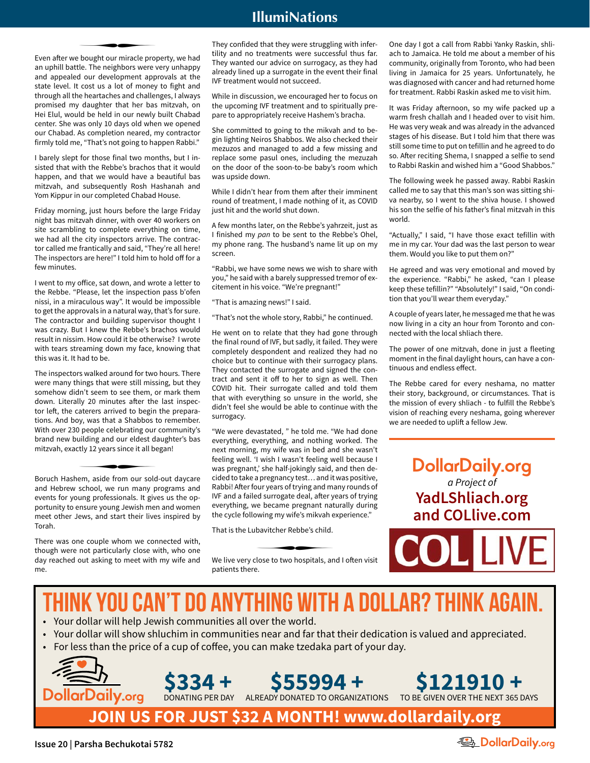Even after we bought our miracle property, we had an uphill battle. The neighbors were very unhappy and appealed our development approvals at the state level. It cost us a lot of money to fight and through all the heartaches and challenges, I always promised my daughter that her bas mitzvah, on Hei Elul, would be held in our newly built Chabad center. She was only 10 days old when we opened our Chabad. As completion neared, my contractor firmly told me, "That's not going to happen Rabbi."

I barely slept for those final two months, but I insisted that with the Rebbe's brachos that it would happen, and that we would have a beautiful bas mitzvah, and subsequently Rosh Hashanah and Yom Kippur in our completed Chabad House.

Friday morning, just hours before the large Friday night bas mitzvah dinner, with over 40 workers on site scrambling to complete everything on time, we had all the city inspectors arrive. The contractor called me frantically and said, "They're all here! The inspectors are here!" I told him to hold off for a few minutes.

I went to my office, sat down, and wrote a letter to the Rebbe. "Please, let the inspection pass b'ofen nissi, in a miraculous way." It would be impossible to get the approvals in a natural way, that's for sure. The contractor and building supervisor thought I was crazy. But I knew the Rebbe's brachos would result in nissim. How could it be otherwise? I wrote with tears streaming down my face, knowing that this was it. It had to be.

The inspectors walked around for two hours. There were many things that were still missing, but they somehow didn't seem to see them, or mark them down. Literally 20 minutes after the last inspector left, the caterers arrived to begin the preparations. And boy, was that a Shabbos to remember. With over 230 people celebrating our community's brand new building and our eldest daughter's bas mitzvah, exactly 12 years since it all began!

Boruch Hashem, aside from our sold-out daycare and Hebrew school, we run many programs and events for young professionals. It gives us the opportunity to ensure young Jewish men and women meet other Jews, and start their lives inspired by Torah.

There was one couple whom we connected with, though were not particularly close with, who one day reached out asking to meet with my wife and me.

They confided that they were struggling with infertility and no treatments were successful thus far. They wanted our advice on surrogacy, as they had already lined up a surrogate in the event their final IVF treatment would not succeed.

While in discussion, we encouraged her to focus on the upcoming IVF treatment and to spiritually prepare to appropriately receive Hashem's bracha.

She committed to going to the mikvah and to begin lighting Neiros Shabbos. We also checked their mezuzos and managed to add a few missing and replace some pasul ones, including the mezuzah on the door of the soon-to-be baby's room which was upside down.

While I didn't hear from them after their imminent round of treatment, I made nothing of it, as COVID just hit and the world shut down.

A few months later, on the Rebbe's yahrzeit, just as I finished my *pan* to be sent to the Rebbe's Ohel, my phone rang. The husband's name lit up on my screen.

"Rabbi, we have some news we wish to share with you," he said with a barely suppressed tremor of excitement in his voice. "We're pregnant!"

"That is amazing news!" I said.

"That's not the whole story, Rabbi," he continued.

He went on to relate that they had gone through the final round of IVF, but sadly, it failed. They were completely despondent and realized they had no choice but to continue with their surrogacy plans. They contacted the surrogate and signed the contract and sent it off to her to sign as well. Then COVID hit. Their surrogate called and told them that with everything so unsure in the world, she didn't feel she would be able to continue with the surrogacy.

"We were devastated, " he told me. "We had done everything, everything, and nothing worked. The next morning, my wife was in bed and she wasn't feeling well. 'I wish I wasn't feeling well because I was pregnant,' she half-jokingly said, and then decided to take a pregnancy test… and it was positive, Rabbi! After four years of trying and many rounds of IVF and a failed surrogate deal, after years of trying everything, we became pregnant naturally during the cycle following my wife's mikvah experience."

That is the Lubavitcher Rebbe's child.

We live very close to two hospitals, and I often visit patients there.

One day I got a call from Rabbi Yanky Raskin, shliach to Jamaica. He told me about a member of his community, originally from Toronto, who had been living in Jamaica for 25 years. Unfortunately, he was diagnosed with cancer and had returned home for treatment. Rabbi Raskin asked me to visit him.

It was Friday afternoon, so my wife packed up a warm fresh challah and I headed over to visit him. He was very weak and was already in the advanced stages of his disease. But I told him that there was still some time to put on tefillin and he agreed to do so. After reciting Shema, I snapped a selfie to send to Rabbi Raskin and wished him a "Good Shabbos."

The following week he passed away. Rabbi Raskin called me to say that this man's son was sitting shiva nearby, so I went to the shiva house. I showed his son the selfie of his father's final mitzvah in this world.

"Actually," I said, "I have those exact tefillin with me in my car. Your dad was the last person to wear them. Would you like to put them on?"

He agreed and was very emotional and moved by the experience. "Rabbi," he asked, "can I please keep these tefillin?" "Absolutely!" I said, "On condition that you'll wear them everyday."

A couple of years later, he messaged me that he was now living in a city an hour from Toronto and connected with the local shliach there.

The power of one mitzvah, done in just a fleeting moment in the final daylight hours, can have a continuous and endless effect.

The Rebbe cared for every neshama, no matter their story, background, or circumstances. That is the mission of every shliach - to fulfill the Rebbe's vision of reaching every neshama, going wherever we are needed to uplift a fellow Jew.

**DollarDaily.org**
*a Project of*
**YadLShliach.org and COLlive.com**

COL LIVE

# THINK YOU CAN'T DO ANYTHING WITH A DOLLAR? THINK AGAIN.

- Your dollar will help Jewish communities all over the world.
- Your dollar will show shluchim in communities near and far that their dedication is valued and appreciated.
- For less than the price of a cup of coffee, you can make tzedaka part of your day.

DollarDaily.org

**$334 +** DONATING PER DAY

**$55994 +** ALREADY DONATED TO ORGANIZATIONS

**$121910 +** TO BE GIVEN OVER THE NEXT 365 DAYS

**JOIN US FOR JUST $32 A MONTH! www.dollardaily.org**